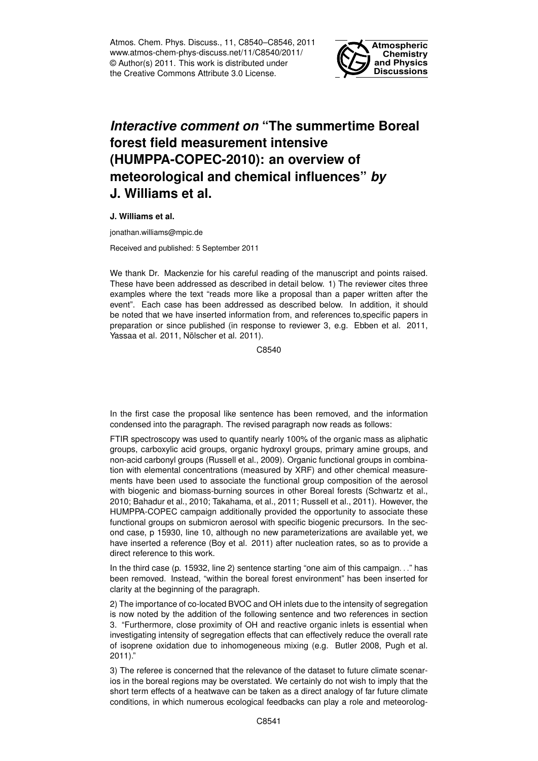# *Interactive comment on* "The summertime Boreal forest field measurement intensive (HUMPPA-COPEC-2010): an overview of meteorological and chemical influences" *by* J. Williams et al.

**J. Williams et al.**

jonathan.williams@mpic.de

Received and published: 5 September 2011

We thank Dr. Mackenzie for his careful reading of the manuscript and points raised. These have been addressed as described in detail below. 1) The reviewer cites three examples where the text "reads more like a proposal than a paper written after the event". Each case has been addressed as described below. In addition, it should be noted that we have inserted information from, and references to,specific papers in preparation or since published (in response to reviewer 3, e.g. Ebben et al. 2011, Yassaa et al. 2011, Nölscher et al. 2011).

In the first case the proposal like sentence has been removed, and the information condensed into the paragraph. The revised paragraph now reads as follows:

FTIR spectroscopy was used to quantify nearly 100% of the organic mass as aliphatic groups, carboxylic acid groups, organic hydroxyl groups, primary amine groups, and non-acid carbonyl groups (Russell et al., 2009). Organic functional groups in combination with elemental concentrations (measured by XRF) and other chemical measurements have been used to associate the functional group composition of the aerosol with biogenic and biomass-burning sources in other Boreal forests (Schwartz et al., 2010; Bahadur et al., 2010; Takahama, et al., 2011; Russell et al., 2011). However, the HUMPPA-COPEC campaign additionally provided the opportunity to associate these functional groups on submicron aerosol with specific biogenic precursors. In the second case, p 15930, line 10, although no new parameterizations are available yet, we have inserted a reference (Boy et al. 2011) after nucleation rates, so as to provide a direct reference to this work.

In the third case (p. 15932, line 2) sentence starting "one aim of this campaign…" has been removed. Instead, "within the boreal forest environment" has been inserted for clarity at the beginning of the paragraph.

2) The importance of co-located BVOC and OH inlets due to the intensity of segregation is now noted by the addition of the following sentence and two references in section 3. "Furthermore, close proximity of OH and reactive organic inlets is essential when investigating intensity of segregation effects that can effectively reduce the overall rate of isoprene oxidation due to inhomogeneous mixing (e.g. Butler 2008, Pugh et al. 2011)."

3) The referee is concerned that the relevance of the dataset to future climate scenarios in the boreal regions may be overstated. We certainly do not wish to imply that the short term effects of a heatwave can be taken as a direct analogy of far future climate conditions, in which numerous ecological feedbacks can play a role and meteorolog-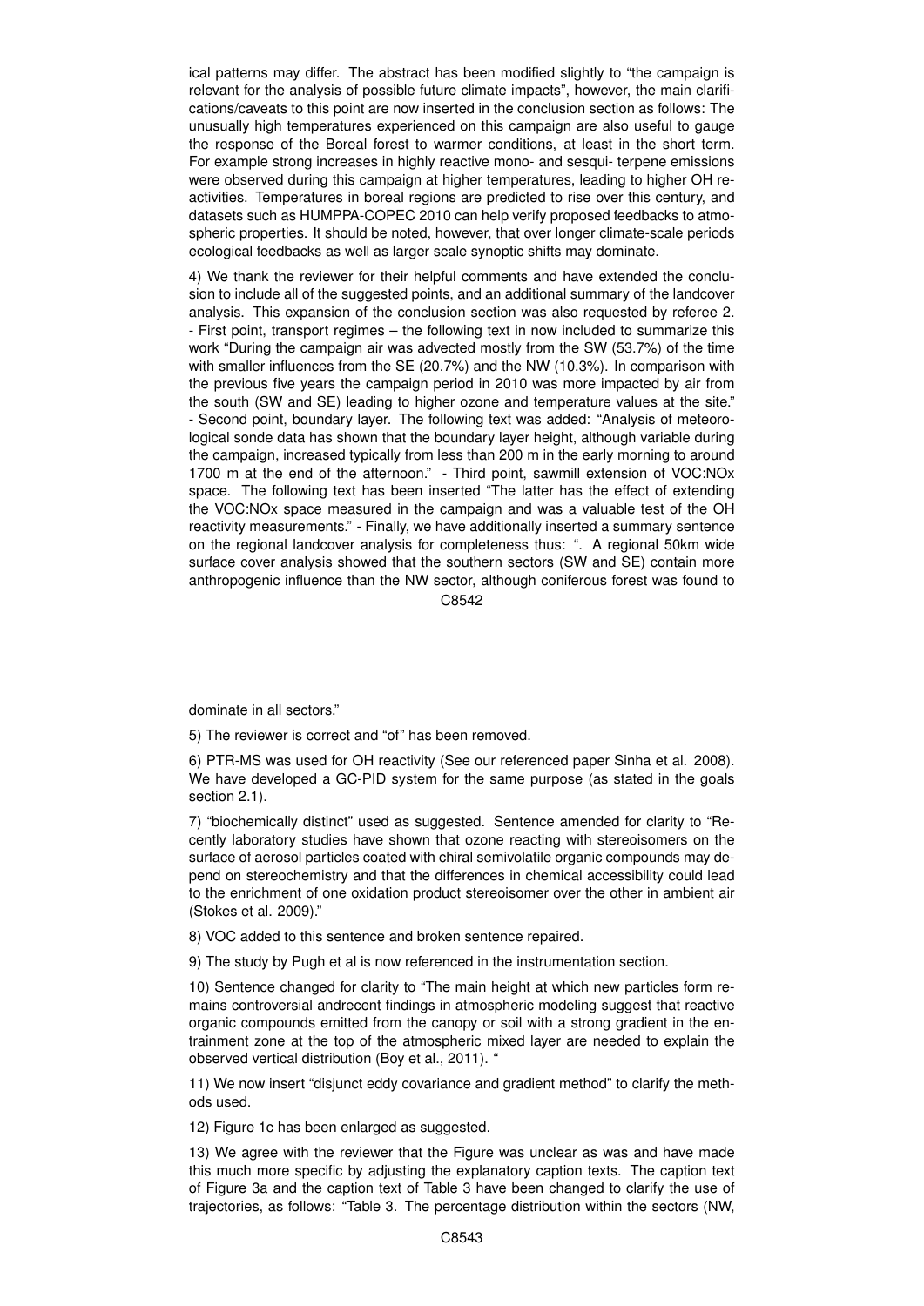ical patterns may differ. The abstract has been modified slightly to "the campaign is relevant for the analysis of possible future climate impacts", however, the main clarifications/caveats to this point are now inserted in the conclusion section as follows: The unusually high temperatures experienced on this campaign are also useful to gauge the response of the Boreal forest to warmer conditions, at least in the short term. For example strong increases in highly reactive mono- and sesqui- terpene emissions were observed during this campaign at higher temperatures, leading to higher OH reactivities. Temperatures in boreal regions are predicted to rise over this century, and datasets such as HUMPPA-COPEC 2010 can help verify proposed feedbacks to atmospheric properties. It should be noted, however, that over longer climate-scale periods ecological feedbacks as well as larger scale synoptic shifts may dominate.

4) We thank the reviewer for their helpful comments and have extended the conclusion to include all of the suggested points, and an additional summary of the landcover analysis. This expansion of the conclusion section was also requested by referee 2. - First point, transport regimes – the following text in now included to summarize this work "During the campaign air was advected mostly from the SW (53.7%) of the time with smaller influences from the SE (20.7%) and the NW (10.3%). In comparison with the previous five years the campaign period in 2010 was more impacted by air from the south (SW and SE) leading to higher ozone and temperature values at the site." - Second point, boundary layer. The following text was added: "Analysis of meteorological sonde data has shown that the boundary layer height, although variable during the campaign, increased typically from less than 200 m in the early morning to around 1700 m at the end of the afternoon." - Third point, sawmill extension of VOC:NOx space. The following text has been inserted "The latter has the effect of extending the VOC:NOx space measured in the campaign and was a valuable test of the OH reactivity measurements." - Finally, we have additionally inserted a summary sentence on the regional landcover analysis for completeness thus: ". A regional 50km wide surface cover analysis showed that the southern sectors (SW and SE) contain more anthropogenic influence than the NW sector, although coniferous forest was found to dominate in all sectors."

5) The reviewer is correct and "of" has been removed.

6) PTR-MS was used for OH reactivity (See our referenced paper Sinha et al. 2008). We have developed a GC-PID system for the same purpose (as stated in the goals section 2.1).

7) "biochemically distinct" used as suggested. Sentence amended for clarity to "Recently laboratory studies have shown that ozone reacting with stereoisomers on the surface of aerosol particles coated with chiral semivolatile organic compounds may depend on stereochemistry and that the differences in chemical accessibility could lead to the enrichment of one oxidation product stereoisomer over the other in ambient air (Stokes et al. 2009)."

8) VOC added to this sentence and broken sentence repaired.

9) The study by Pugh et al is now referenced in the instrumentation section.

10) Sentence changed for clarity to "The main height at which new particles form remains controversial andrecent findings in atmospheric modeling suggest that reactive organic compounds emitted from the canopy or soil with a strong gradient in the entrainment zone at the top of the atmospheric mixed layer are needed to explain the observed vertical distribution (Boy et al., 2011). "

11) We now insert "disjunct eddy covariance and gradient method" to clarify the methods used.

12) Figure 1c has been enlarged as suggested.

13) We agree with the reviewer that the Figure was unclear as was and have made this much more specific by adjusting the explanatory caption texts. The caption text of Figure 3a and the caption text of Table 3 have been changed to clarify the use of trajectories, as follows: "Table 3. The percentage distribution within the sectors (NW,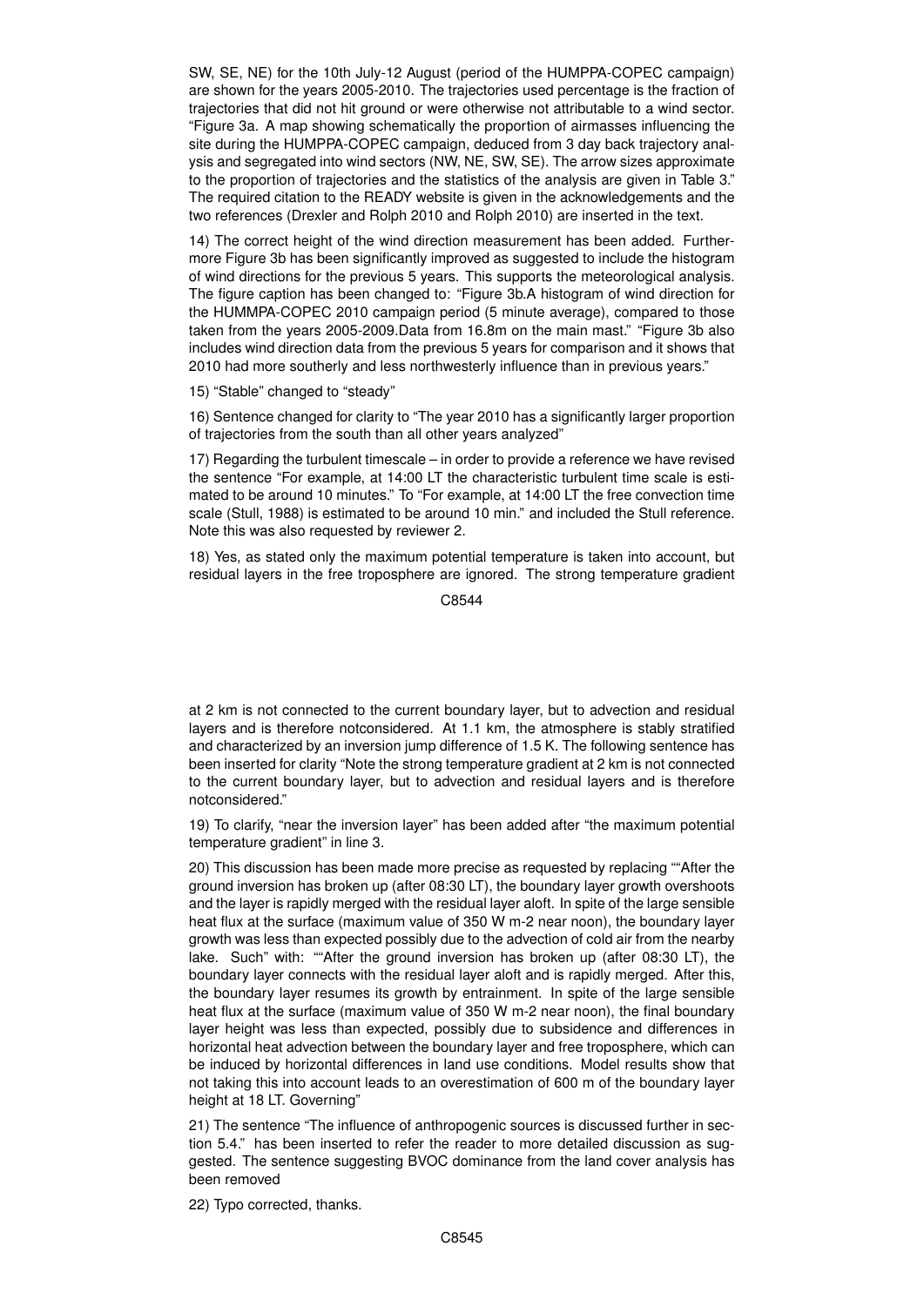SW, SE, NE) for the 10th July-12 August (period of the HUMPPA-COPEC campaign) are shown for the years 2005-2010. The trajectories used percentage is the fraction of trajectories that did not hit ground or were otherwise not attributable to a wind sector. "Figure 3a. A map showing schematically the proportion of airmasses influencing the site during the HUMPPA-COPEC campaign, deduced from 3 day back trajectory analysis and segregated into wind sectors (NW, NE, SW, SE). The arrow sizes approximate to the proportion of trajectories and the statistics of the analysis are given in Table 3." The required citation to the READY website is given in the acknowledgements and the two references (Drexler and Rolph 2010 and Rolph 2010) are inserted in the text.

14) The correct height of the wind direction measurement has been added. Furthermore Figure 3b has been significantly improved as suggested to include the histogram of wind directions for the previous 5 years. This supports the meteorological analysis. The figure caption has been changed to: "Figure 3b.A histogram of wind direction for the HUMMPA-COPEC 2010 campaign period (5 minute average), compared to those taken from the years 2005-2009.Data from 16.8m on the main mast." "Figure 3b also includes wind direction data from the previous 5 years for comparison and it shows that 2010 had more southerly and less northwesterly influence than in previous years."

15) "Stable" changed to "steady"

16) Sentence changed for clarity to "The year 2010 has a significantly larger proportion of trajectories from the south than all other years analyzed"

17) Regarding the turbulent timescale – in order to provide a reference we have revised the sentence "For example, at 14:00 LT the characteristic turbulent time scale is estimated to be around 10 minutes." To "For example, at 14:00 LT the free convection time scale (Stull, 1988) is estimated to be around 10 min." and included the Stull reference. Note this was also requested by reviewer 2.

18) Yes, as stated only the maximum potential temperature is taken into account, but residual layers in the free troposphere are ignored. The strong temperature gradient at 2 km is not connected to the current boundary layer, but to advection and residual layers and is therefore notconsidered. At 1.1 km, the atmosphere is stably stratified and characterized by an inversion jump difference of 1.5 K. The following sentence has been inserted for clarity "Note the strong temperature gradient at 2 km is not connected to the current boundary layer, but to advection and residual layers and is therefore notconsidered."

19) To clarify, "near the inversion layer" has been added after "the maximum potential temperature gradient" in line 3.

20) This discussion has been made more precise as requested by replacing ""After the ground inversion has broken up (after 08:30 LT), the boundary layer growth overshoots and the layer is rapidly merged with the residual layer aloft. In spite of the large sensible heat flux at the surface (maximum value of 350 W m-2 near noon), the boundary layer growth was less than expected possibly due to the advection of cold air from the nearby lake. Such" with: ""After the ground inversion has broken up (after 08:30 LT), the boundary layer connects with the residual layer aloft and is rapidly merged. After this, the boundary layer resumes its growth by entrainment. In spite of the large sensible heat flux at the surface (maximum value of 350 W m-2 near noon), the final boundary layer height was less than expected, possibly due to subsidence and differences in horizontal heat advection between the boundary layer and free troposphere, which can be induced by horizontal differences in land use conditions. Model results show that not taking this into account leads to an overestimation of 600 m of the boundary layer height at 18 LT. Governing"

21) The sentence "The influence of anthropogenic sources is discussed further in section 5.4." has been inserted to refer the reader to more detailed discussion as suggested. The sentence suggesting BVOC dominance from the land cover analysis has been removed

22) Typo corrected, thanks.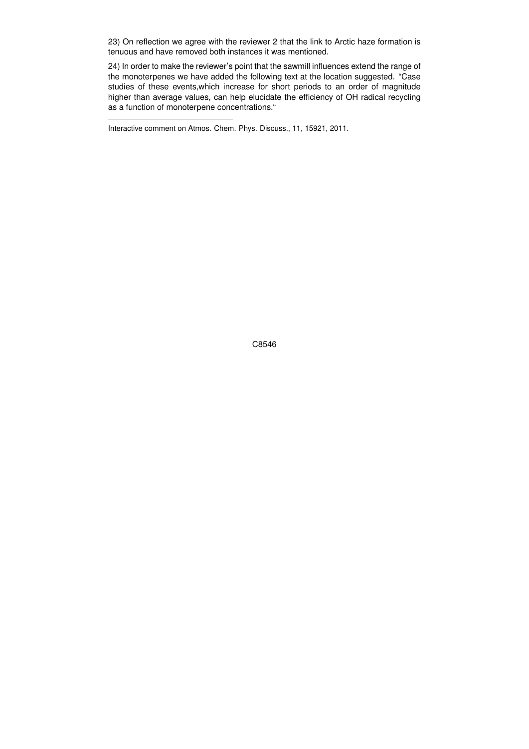23) On reflection we agree with the reviewer 2 that the link to Arctic haze formation is tenuous and have removed both instances it was mentioned.

24) In order to make the reviewer's point that the sawmill influences extend the range of the monoterpenes we have added the following text at the location suggested. "Case studies of these events,which increase for short periods to an order of magnitude higher than average values, can help elucidate the efficiency of OH radical recycling as a function of monoterpene concentrations."

---

Interactive comment on Atmos. Chem. Phys. Discuss., 11, 15921, 2011.